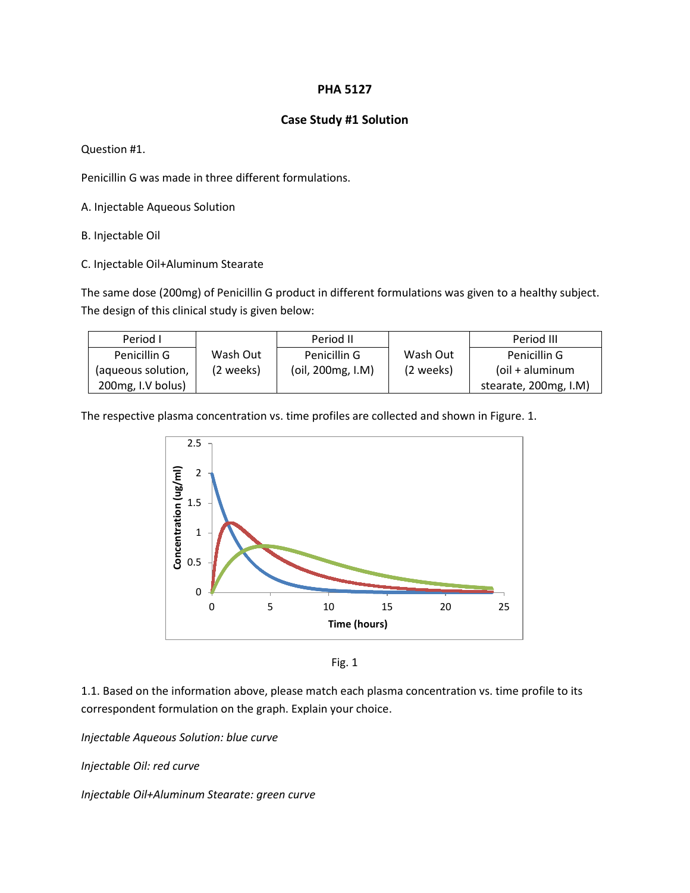**PHA 5127**

**Case Study #1 Solution**

Question #1.

Penicillin G was made in three different formulations.

A. Injectable Aqueous Solution

B. Injectable Oil

C. Injectable Oil+Aluminum Stearate

The same dose (200mg) of Penicillin G product in different formulations was given to a healthy subject. The design of this clinical study is given below:

| Period I | | Period II | | Period III |
|---|---|---|---|---|
| Penicillin G (aqueous solution, 200mg, I.V bolus) | Wash Out (2 weeks) | Penicillin G (oil, 200mg, I.M) | Wash Out (2 weeks) | Penicillin G (oil + aluminum stearate, 200mg, I.M) |

The respective plasma concentration vs. time profiles are collected and shown in Figure. 1.

Fig. 1

1.1. Based on the information above, please match each plasma concentration vs. time profile to its correspondent formulation on the graph. Explain your choice.

*Injectable Aqueous Solution: blue curve*

*Injectable Oil: red curve*

*Injectable Oil+Aluminum Stearate: green curve*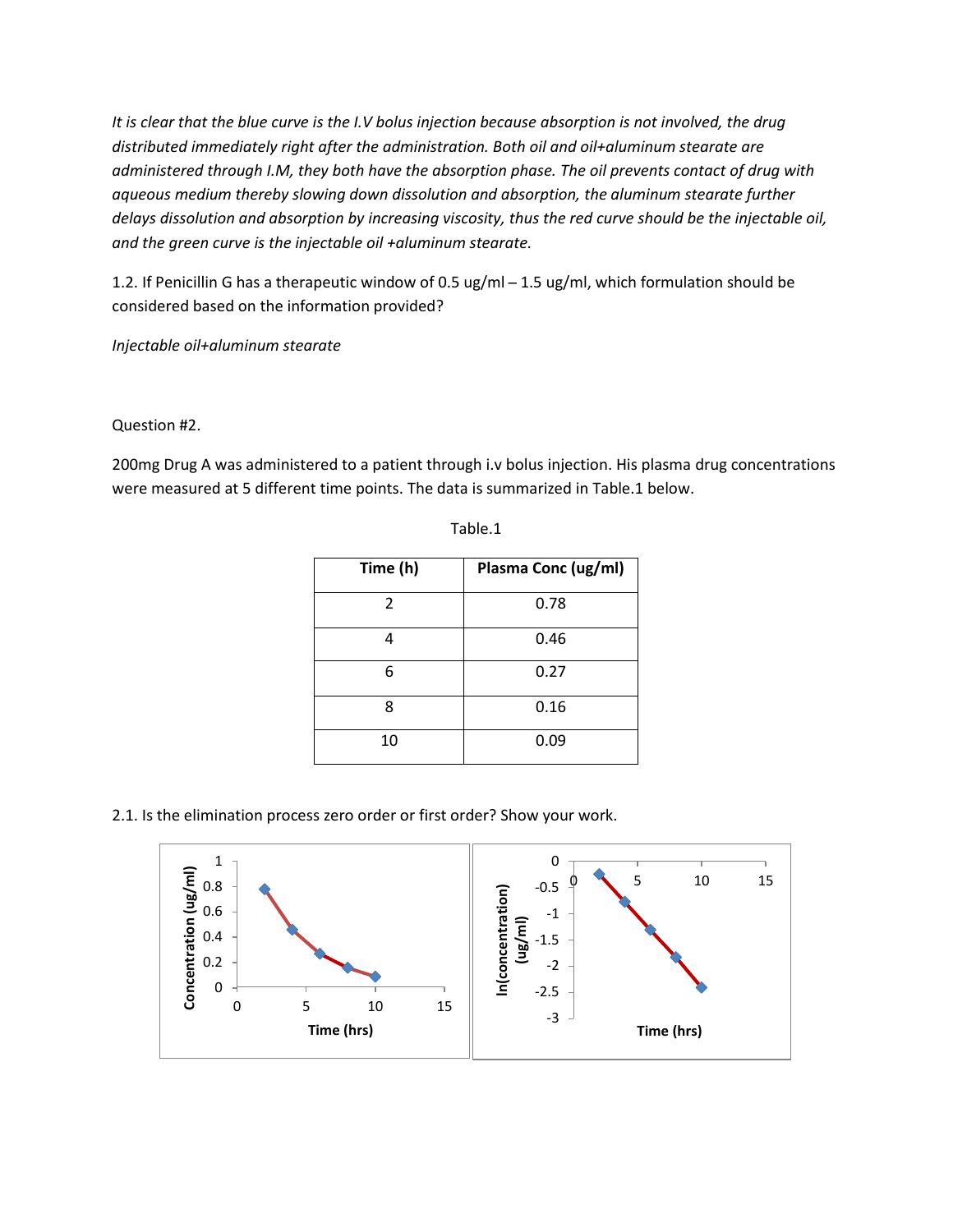*It is clear that the blue curve is the I.V bolus injection because absorption is not involved, the drug distributed immediately right after the administration. Both oil and oil+aluminum stearate are administered through I.M, they both have the absorption phase. The oil prevents contact of drug with aqueous medium thereby slowing down dissolution and absorption, the aluminum stearate further delays dissolution and absorption by increasing viscosity, thus the red curve should be the injectable oil, and the green curve is the injectable oil +aluminum stearate.*

1.2. If Penicillin G has a therapeutic window of 0.5 ug/ml – 1.5 ug/ml, which formulation should be considered based on the information provided?

*Injectable oil+aluminum stearate*

Question #2.

200mg Drug A was administered to a patient through i.v bolus injection. His plasma drug concentrations were measured at 5 different time points. The data is summarized in Table.1 below.

Table.1

| Time (h) | Plasma Conc (ug/ml) |
|---|---|
| 2 | 0.78 |
| 4 | 0.46 |
| 6 | 0.27 |
| 8 | 0.16 |
| 10 | 0.09 |

2.1. Is the elimination process zero order or first order? Show your work.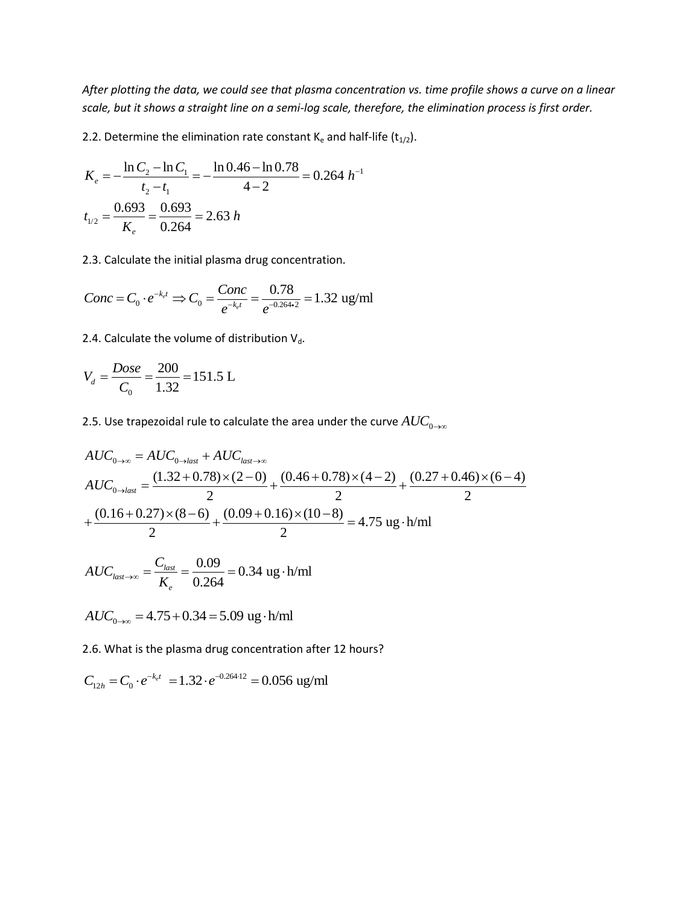*After plotting the data, we could see that plasma concentration vs. time profile shows a curve on a linear scale, but it shows a straight line on a semi-log scale, therefore, the elimination process is first order.*

2.2. Determine the elimination rate constant $K_e$ and half-life ($t_{1/2}$).

$$K_e = -\frac{\ln C_2 - \ln C_1}{t_2 - t_1} = -\frac{\ln 0.46 - \ln 0.78}{4-2} = 0.264\ h^{-1}$$

$$t_{1/2} = \frac{0.693}{K_e} = \frac{0.693}{0.264} = 2.63\ h$$

2.3. Calculate the initial plasma drug concentration.

$$Conc = C_0 \cdot e^{-k_e t} \Rightarrow C_0 = \frac{Conc}{e^{-k_e t}} = \frac{0.78}{e^{-0.264 \cdot 2}} = 1.32 \text{ ug/ml}$$

2.4. Calculate the volume of distribution $V_d$.

$$V_d = \frac{Dose}{C_0} = \frac{200}{1.32} = 151.5 \text{ L}$$

2.5. Use trapezoidal rule to calculate the area under the curve $AUC_{0\to\infty}$

$$AUC_{0\to\infty} = AUC_{0\to last} + AUC_{last\to\infty}$$

$$AUC_{0\to last} = \frac{(1.32+0.78)\times(2-0)}{2} + \frac{(0.46+0.78)\times(4-2)}{2} + \frac{(0.27+0.46)\times(6-4)}{2}$$

$$+ \frac{(0.16+0.27)\times(8-6)}{2} + \frac{(0.09+0.16)\times(10-8)}{2} = 4.75 \text{ ug}\cdot\text{h/ml}$$

$$AUC_{last\to\infty} = \frac{C_{last}}{K_e} = \frac{0.09}{0.264} = 0.34 \text{ ug}\cdot\text{h/ml}$$

$$AUC_{0\to\infty} = 4.75 + 0.34 = 5.09 \text{ ug}\cdot\text{h/ml}$$

2.6. What is the plasma drug concentration after 12 hours?

$$C_{12h} = C_0 \cdot e^{-k_e t} = 1.32 \cdot e^{-0.264 \cdot 12} = 0.056 \text{ ug/ml}$$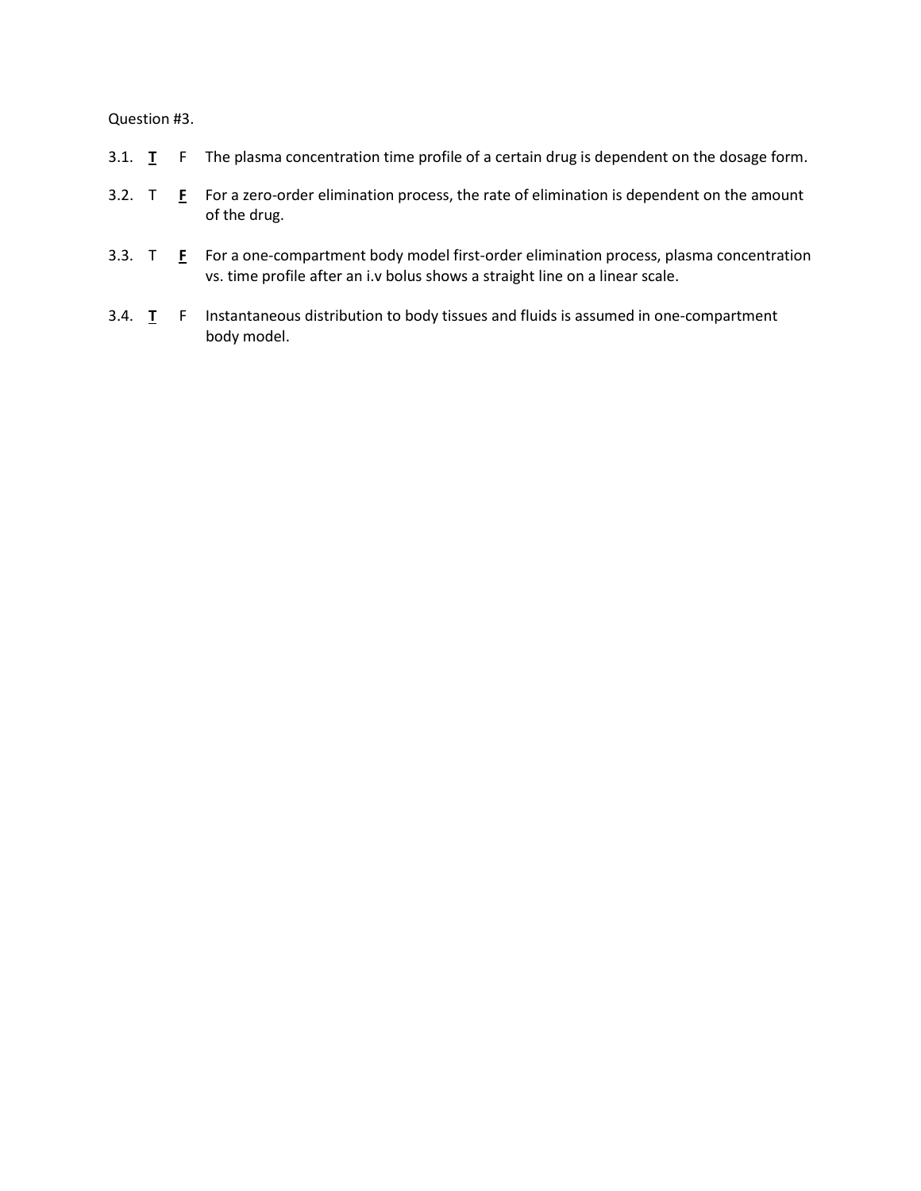Question #3.

3.1. <u>**T**</u> F The plasma concentration time profile of a certain drug is dependent on the dosage form.

3.2. T <u>**F**</u> For a zero-order elimination process, the rate of elimination is dependent on the amount of the drug.

3.3. T <u>**F**</u> For a one-compartment body model first-order elimination process, plasma concentration vs. time profile after an i.v bolus shows a straight line on a linear scale.

3.4. <u>**T**</u> F Instantaneous distribution to body tissues and fluids is assumed in one-compartment body model.